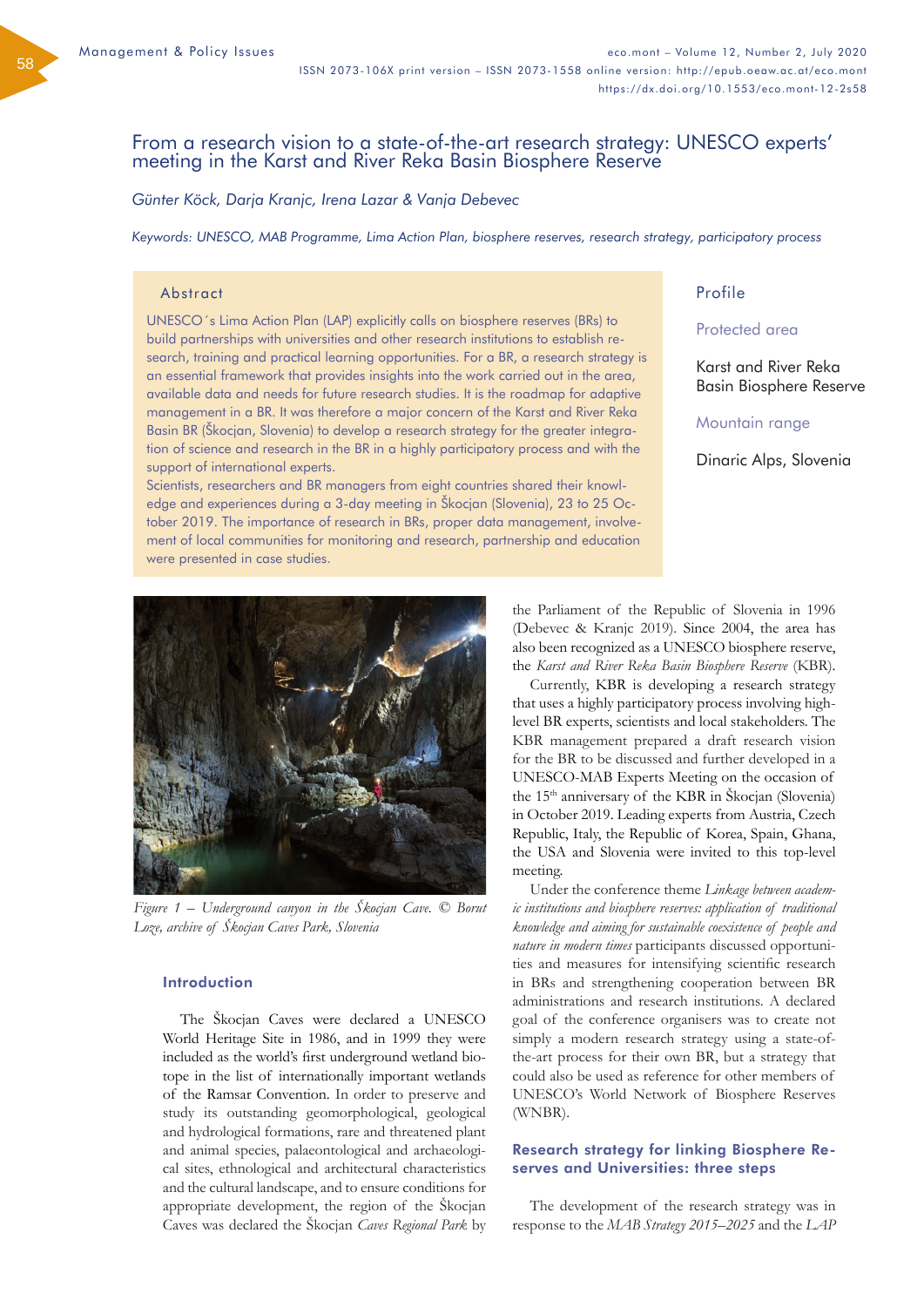Management & Policy Issues

# From a research vision to a state-of-the-art research strategy: UNESCO experts' meeting in the Karst and River Reka Basin Biosphere Reserve

*Günter Köck, Darja Kranjc, Irena Lazar & Vanja Debevec*

*Keywords: UNESCO, MAB Programme, Lima Action Plan, biosphere reserves, research strategy, participatory process*

## Abstract

UNESCO´s Lima Action Plan (LAP) explicitly calls on biosphere reserves (BRs) to build partnerships with universities and other research institutions to establish research, training and practical learning opportunities. For a BR, a research strategy is an essential framework that provides insights into the work carried out in the area, available data and needs for future research studies. It is the roadmap for adaptive management in a BR. It was therefore a major concern of the Karst and River Reka Basin BR (Škocjan, Slovenia) to develop a research strategy for the greater integration of science and research in the BR in a highly participatory process and with the support of international experts.

Scientists, researchers and BR managers from eight countries shared their knowledge and experiences during a 3-day meeting in Škocjan (Slovenia), 23 to 25 October 2019. The importance of research in BRs, proper data management, involvement of local communities for monitoring and research, partnership and education were presented in case studies.

## Profile

**Protected area**

Karst and River Reka Basin Biosphere Reserve

**Mountain range**

Dinaric Alps, Slovenia

*Figure 1 – Underground canyon in the Škocjan Cave. © Borut Lozej, archive of Škocjan Caves Park, Slovenia*

## Introduction

The Škocjan Caves were declared a UNESCO World Heritage Site in 1986, and in 1999 they were included as the world's first underground wetland biotope in the list of internationally important wetlands of the Ramsar Convention. In order to preserve and study its outstanding geomorphological, geological and hydrological formations, rare and threatened plant and animal species, palaeontological and archaeological sites, ethnological and architectural characteristics and the cultural landscape, and to ensure conditions for appropriate development, the region of the Škocjan Caves was declared the Škocjan *Caves Regional Park* by the Parliament of the Republic of Slovenia in 1996 (Debevec & Kranjc 2019). Since 2004, the area has also been recognized as a UNESCO biosphere reserve, the *Karst and River Reka Basin Biosphere Reserve* (KBR).

Currently, KBR is developing a research strategy that uses a highly participatory process involving high-level BR experts, scientists and local stakeholders. The KBR management prepared a draft research vision for the BR to be discussed and further developed in a UNESCO-MAB Experts Meeting on the occasion of the 15th anniversary of the KBR in Škocjan (Slovenia) in October 2019. Leading experts from Austria, Czech Republic, Italy, the Republic of Korea, Spain, Ghana, the USA and Slovenia were invited to this top-level meeting.

Under the conference theme *Linkage between academic institutions and biosphere reserves: application of traditional knowledge and aiming for sustainable coexistence of people and nature in modern times* participants discussed opportunities and measures for intensifying scientific research in BRs and strengthening cooperation between BR administrations and research institutions. A declared goal of the conference organisers was to create not simply a modern research strategy using a state-of-the-art process for their own BR, but a strategy that could also be used as reference for other members of UNESCO's World Network of Biosphere Reserves (WNBR).

## Research strategy for linking Biosphere Reserves and Universities: three steps

The development of the research strategy was in response to the *MAB Strategy 2015–2025* and the *LAP*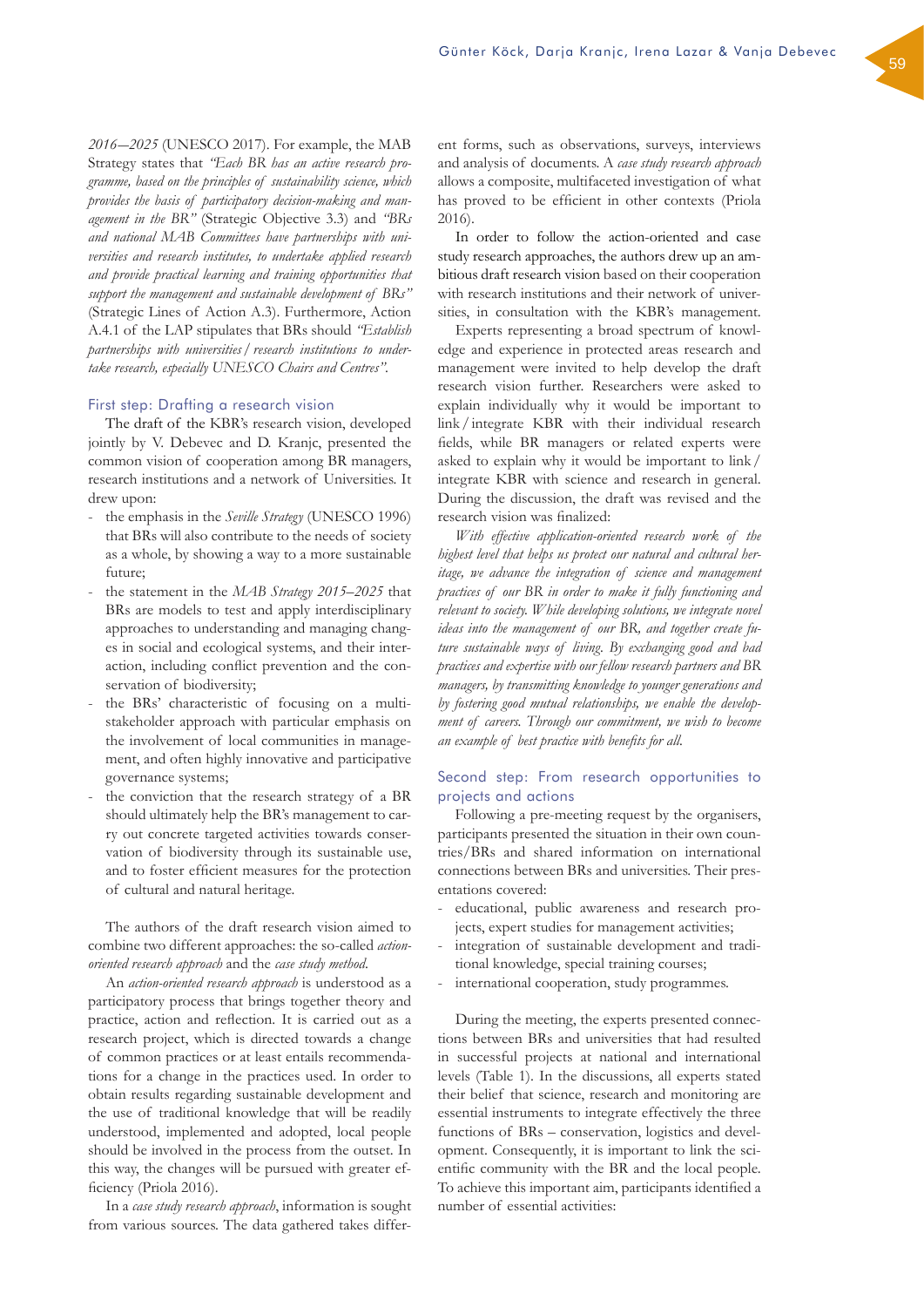*2016–2025* (UNESCO 2017). For example, the MAB Strategy states that *"Each BR has an active research programme, based on the principles of sustainability science, which provides the basis of participatory decision-making and management in the BR"* (Strategic Objective 3.3) and *"BRs and national MAB Committees have partnerships with universities and research institutes, to undertake applied research and provide practical learning and training opportunities that support the management and sustainable development of BRs"* (Strategic Lines of Action A.3). Furthermore, Action A.4.1 of the LAP stipulates that BRs should *"Establish partnerships with universities / research institutions to undertake research, especially UNESCO Chairs and Centres"*.

## First step: Drafting a research vision

The draft of the KBR's research vision, developed jointly by V. Debevec and D. Kranjc, presented the common vision of cooperation among BR managers, research institutions and a network of Universities. It drew upon:

- the emphasis in the *Seville Strategy* (UNESCO 1996) that BRs will also contribute to the needs of society as a whole, by showing a way to a more sustainable future;
- the statement in the *MAB Strategy 2015–2025* that BRs are models to test and apply interdisciplinary approaches to understanding and managing changes in social and ecological systems, and their interaction, including conflict prevention and the conservation of biodiversity;
- the BRs' characteristic of focusing on a multistakeholder approach with particular emphasis on the involvement of local communities in management, and often highly innovative and participative governance systems;
- the conviction that the research strategy of a BR should ultimately help the BR's management to carry out concrete targeted activities towards conservation of biodiversity through its sustainable use, and to foster efficient measures for the protection of cultural and natural heritage.

The authors of the draft research vision aimed to combine two different approaches: the so-called *action-oriented research approach* and the *case study method*.

An *action-oriented research approach* is understood as a participatory process that brings together theory and practice, action and reflection. It is carried out as a research project, which is directed towards a change of common practices or at least entails recommendations for a change in the practices used. In order to obtain results regarding sustainable development and the use of traditional knowledge that will be readily understood, implemented and adopted, local people should be involved in the process from the outset. In this way, the changes will be pursued with greater efficiency (Priola 2016).

In a *case study research approach*, information is sought from various sources. The data gathered takes different forms, such as observations, surveys, interviews and analysis of documents. A *case study research approach* allows a composite, multifaceted investigation of what has proved to be efficient in other contexts (Priola 2016).

In order to follow the action-oriented and case study research approaches, the authors drew up an ambitious draft research vision based on their cooperation with research institutions and their network of universities, in consultation with the KBR's management.

Experts representing a broad spectrum of knowledge and experience in protected areas research and management were invited to help develop the draft research vision further. Researchers were asked to explain individually why it would be important to link / integrate KBR with their individual research fields, while BR managers or related experts were asked to explain why it would be important to link / integrate KBR with science and research in general. During the discussion, the draft was revised and the research vision was finalized:

*With effective application-oriented research work of the highest level that helps us protect our natural and cultural heritage, we advance the integration of science and management practices of our BR in order to make it fully functioning and relevant to society. While developing solutions, we integrate novel ideas into the management of our BR, and together create future sustainable ways of living. By exchanging good and bad practices and expertise with our fellow research partners and BR managers, by transmitting knowledge to younger generations and by fostering good mutual relationships, we enable the development of careers. Through our commitment, we wish to become an example of best practice with benefits for all.*

## Second step: From research opportunities to projects and actions

Following a pre-meeting request by the organisers, participants presented the situation in their own countries/BRs and shared information on international connections between BRs and universities. Their presentations covered:

- educational, public awareness and research projects, expert studies for management activities;
- integration of sustainable development and traditional knowledge, special training courses;
- international cooperation, study programmes.

During the meeting, the experts presented connections between BRs and universities that had resulted in successful projects at national and international levels (Table 1). In the discussions, all experts stated their belief that science, research and monitoring are essential instruments to integrate effectively the three functions of BRs – conservation, logistics and development. Consequently, it is important to link the scientific community with the BR and the local people. To achieve this important aim, participants identified a number of essential activities: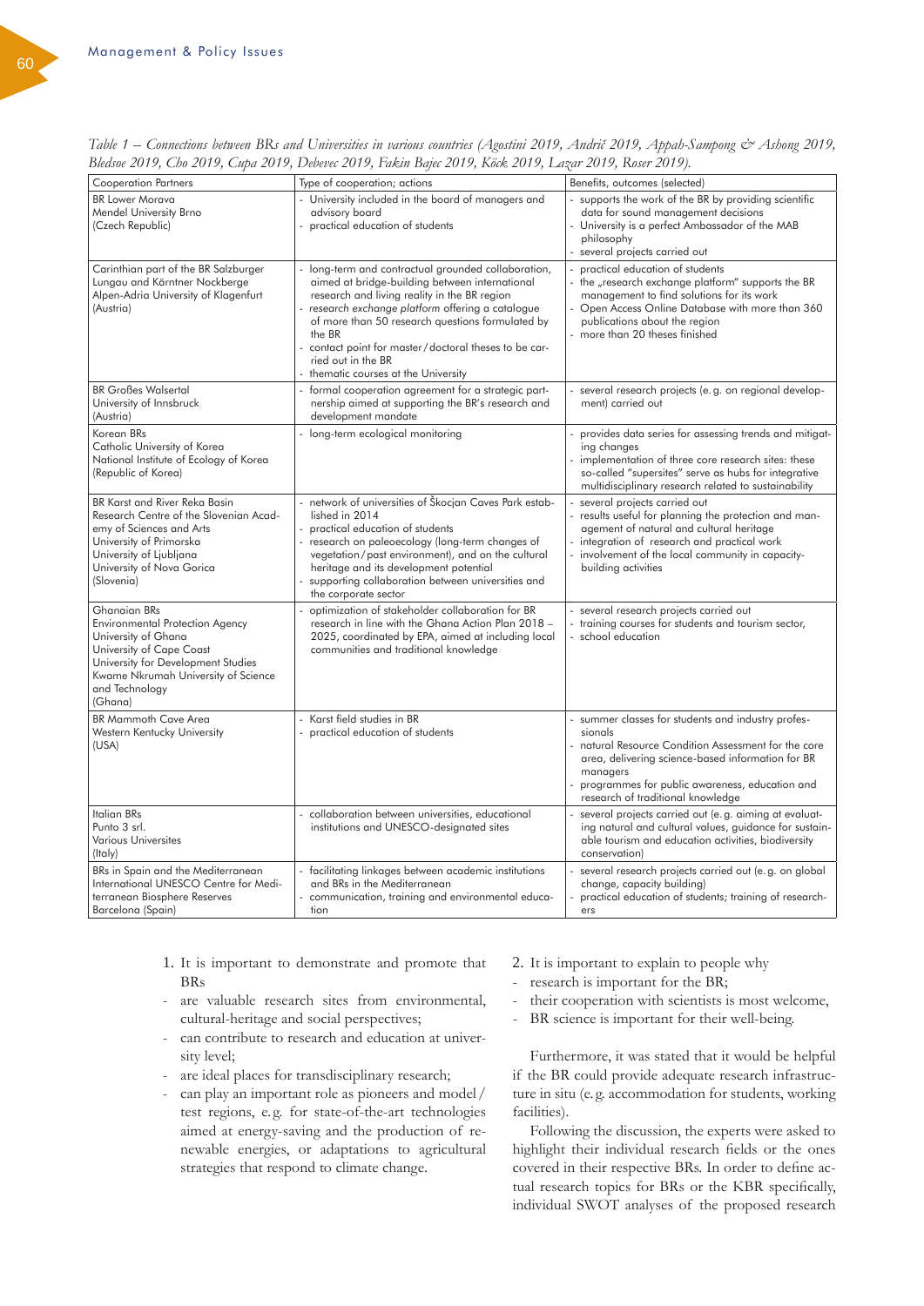*Table 1 – Connections between BRs and Universities in various countries (Agostini 2019, Andrič 2019, Appah-Sampong & Ashong 2019, Bledsoe 2019, Cho 2019, Cupa 2019, Debevec 2019, Fakin Bajec 2019, Köck 2019, Lazar 2019, Roser 2019).*

| Cooperation Partners | Type of cooperation; actions | Benefits, outcomes (selected) |
|---|---|---|
| BR Lower Morava<br>Mendel University Brno<br>(Czech Republic) | - University included in the board of managers and advisory board<br>- practical education of students | - supports the work of the BR by providing scientific data for sound management decisions<br>- University is a perfect Ambassador of the MAB philosophy<br>- several projects carried out |
| Carinthian part of the BR Salzburger Lungau and Kärntner Nockberge<br>Alpen-Adria University of Klagenfurt<br>(Austria) | - long-term and contractual grounded collaboration, aimed at bridge-building between international research and living reality in the BR region<br>- *research exchange platform* offering a catalogue of more than 50 research questions formulated by the BR<br>- contact point for master/doctoral theses to be carried out in the BR<br>- thematic courses at the University | - practical education of students<br>- the „research exchange platform" supports the BR management to find solutions for its work<br>- Open Access Online Database with more than 360 publications about the region<br>- more than 20 theses finished |
| BR Großes Walsertal<br>University of Innsbruck<br>(Austria) | - formal cooperation agreement for a strategic partnership aimed at supporting the BR's research and development mandate | - several research projects (e. g. on regional development) carried out |
| Korean BRs<br>Catholic University of Korea<br>National Institute of Ecology of Korea<br>(Republic of Korea) | - long-term ecological monitoring | - provides data series for assessing trends and mitigating changes<br>- implementation of three core research sites: these so-called "supersites" serve as hubs for integrative multidisciplinary research related to sustainability |
| BR Karst and River Reka Basin<br>Research Centre of the Slovenian Academy of Sciences and Arts<br>University of Primorska<br>University of Ljubljana<br>University of Nova Gorica<br>(Slovenia) | - network of universities of Škocjan Caves Park established in 2014<br>- practical education of students<br>- research on paleoecology (long-term changes of vegetation/past environment), and on the cultural heritage and its development potential<br>- supporting collaboration between universities and the corporate sector | - several projects carried out<br>- results useful for planning the protection and management of natural and cultural heritage<br>- integration of research and practical work<br>- involvement of the local community in capacity-building activities |
| Ghanaian BRs<br>Environmental Protection Agency<br>University of Ghana<br>University of Cape Coast<br>University for Development Studies<br>Kwame Nkrumah University of Science and Technology<br>(Ghana) | - optimization of stakeholder collaboration for BR research in line with the Ghana Action Plan 2018 – 2025, coordinated by EPA, aimed at including local communities and traditional knowledge | - several research projects carried out<br>- training courses for students and tourism sector,<br>- school education |
| BR Mammoth Cave Area<br>Western Kentucky University<br>(USA) | - Karst field studies in BR<br>- practical education of students | - summer classes for students and industry professionals<br>- natural Resource Condition Assessment for the core area, delivering science-based information for BR managers<br>- programmes for public awareness, education and research of traditional knowledge |
| Italian BRs<br>Punto 3 srl.<br>Various Universites<br>(Italy) | - collaboration between universities, educational institutions and UNESCO-designated sites | - several projects carried out (e. g. aiming at evaluating natural and cultural values, guidance for sustainable tourism and education activities, biodiversity conservation) |
| BRs in Spain and the Mediterranean<br>International UNESCO Centre for Mediterranean Biosphere Reserves<br>Barcelona (Spain) | - facilitating linkages between academic institutions and BRs in the Mediterranean<br>- communication, training and environmental education | - several research projects carried out (e. g. on global change, capacity building)<br>- practical education of students; training of researchers |

1. It is important to demonstrate and promote that BRs
- are valuable research sites from environmental, cultural-heritage and social perspectives;
- can contribute to research and education at university level;
- are ideal places for transdisciplinary research;
- can play an important role as pioneers and model/test regions, e.g. for state-of-the-art technologies aimed at energy-saving and the production of renewable energies, or adaptations to agricultural strategies that respond to climate change.

2. It is important to explain to people why
- research is important for the BR;
- their cooperation with scientists is most welcome,
- BR science is important for their well-being.

Furthermore, it was stated that it would be helpful if the BR could provide adequate research infrastructure in situ (e. g. accommodation for students, working facilities).

Following the discussion, the experts were asked to highlight their individual research fields or the ones covered in their respective BRs. In order to define actual research topics for BRs or the KBR specifically, individual SWOT analyses of the proposed research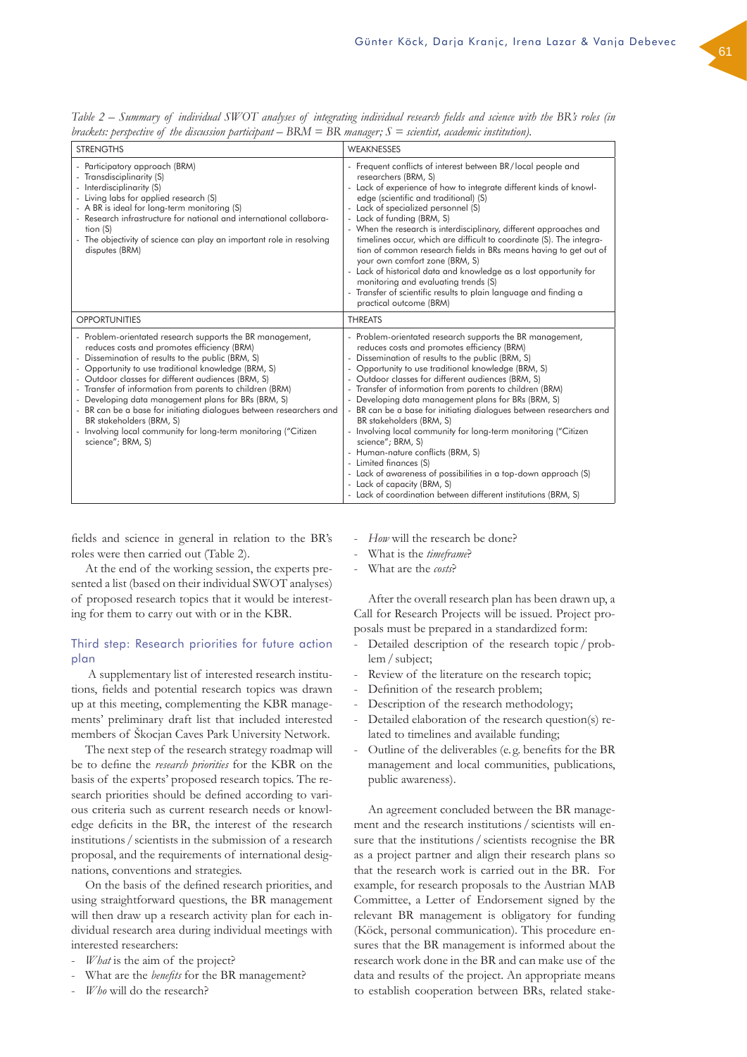*Table 2 – Summary of individual SWOT analyses of integrating individual research fields and science with the BR's roles (in brackets: perspective of the discussion participant – BRM = BR manager; S = scientist, academic institution).*

| STRENGTHS | WEAKNESSES |
|---|---|
| - Participatory approach (BRM)<br>- Transdisciplinarity (S)<br>- Interdisciplinarity (S)<br>- Living labs for applied research (S)<br>- A BR is ideal for long-term monitoring (S)<br>- Research infrastructure for national and international collaboration (S)<br>- The objectivity of science can play an important role in resolving disputes (BRM) | - Frequent conflicts of interest between BR/local people and researchers (BRM, S)<br>- Lack of experience of how to integrate different kinds of knowledge (scientific and traditional) (S)<br>- Lack of specialized personnel (S)<br>- Lack of funding (BRM, S)<br>- When the research is interdisciplinary, different approaches and timelines occur, which are difficult to coordinate (S). The integration of common research fields in BRs means having to get out of your own comfort zone (BRM, S)<br>- Lack of historical data and knowledge as a lost opportunity for monitoring and evaluating trends (S)<br>- Transfer of scientific results to plain language and finding a practical outcome (BRM) |
| **OPPORTUNITIES** | **THREATS** |
| - Problem-orientated research supports the BR management, reduces costs and promotes efficiency (BRM)<br>- Dissemination of results to the public (BRM, S)<br>- Opportunity to use traditional knowledge (BRM, S)<br>- Outdoor classes for different audiences (BRM, S)<br>- Transfer of information from parents to children (BRM)<br>- Developing data management plans for BRs (BRM, S)<br>- BR can be a base for initiating dialogues between researchers and BR stakeholders (BRM, S)<br>- Involving local community for long-term monitoring ("Citizen science"; BRM, S) | - Problem-orientated research supports the BR management, reduces costs and promotes efficiency (BRM)<br>- Dissemination of results to the public (BRM, S)<br>- Opportunity to use traditional knowledge (BRM, S)<br>- Outdoor classes for different audiences (BRM, S)<br>- Transfer of information from parents to children (BRM)<br>- Developing data management plans for BRs (BRM, S)<br>- BR can be a base for initiating dialogues between researchers and BR stakeholders (BRM, S)<br>- Involving local community for long-term monitoring ("Citizen science"; BRM, S)<br>- Human-nature conflicts (BRM, S)<br>- Limited finances (S)<br>- Lack of awareness of possibilities in a top-down approach (S)<br>- Lack of capacity (BRM, S)<br>- Lack of coordination between different institutions (BRM, S) |

fields and science in general in relation to the BR's roles were then carried out (Table 2).

At the end of the working session, the experts presented a list (based on their individual SWOT analyses) of proposed research topics that it would be interesting for them to carry out with or in the KBR.

## Third step: Research priorities for future action plan

A supplementary list of interested research institutions, fields and potential research topics was drawn up at this meeting, complementing the KBR managements' preliminary draft list that included interested members of Škocjan Caves Park University Network.

The next step of the research strategy roadmap will be to define the *research priorities* for the KBR on the basis of the experts' proposed research topics. The research priorities should be defined according to various criteria such as current research needs or knowledge deficits in the BR, the interest of the research institutions / scientists in the submission of a research proposal, and the requirements of international designations, conventions and strategies.

On the basis of the defined research priorities, and using straightforward questions, the BR management will then draw up a research activity plan for each individual research area during individual meetings with interested researchers:

- *What* is the aim of the project?
- What are the *benefits* for the BR management?
- *Who* will do the research?
- *How* will the research be done?
- What is the *timeframe*?
- What are the *costs*?

After the overall research plan has been drawn up, a Call for Research Projects will be issued. Project proposals must be prepared in a standardized form:

- Detailed description of the research topic / problem / subject;
- Review of the literature on the research topic;
- Definition of the research problem;
- Description of the research methodology;
- Detailed elaboration of the research question(s) related to timelines and available funding;
- Outline of the deliverables (e.g. benefits for the BR management and local communities, publications, public awareness).

An agreement concluded between the BR management and the research institutions / scientists will ensure that the institutions / scientists recognise the BR as a project partner and align their research plans so that the research work is carried out in the BR. For example, for research proposals to the Austrian MAB Committee, a Letter of Endorsement signed by the relevant BR management is obligatory for funding (Köck, personal communication). This procedure ensures that the BR management is informed about the research work done in the BR and can make use of the data and results of the project. An appropriate means to establish cooperation between BRs, related stake-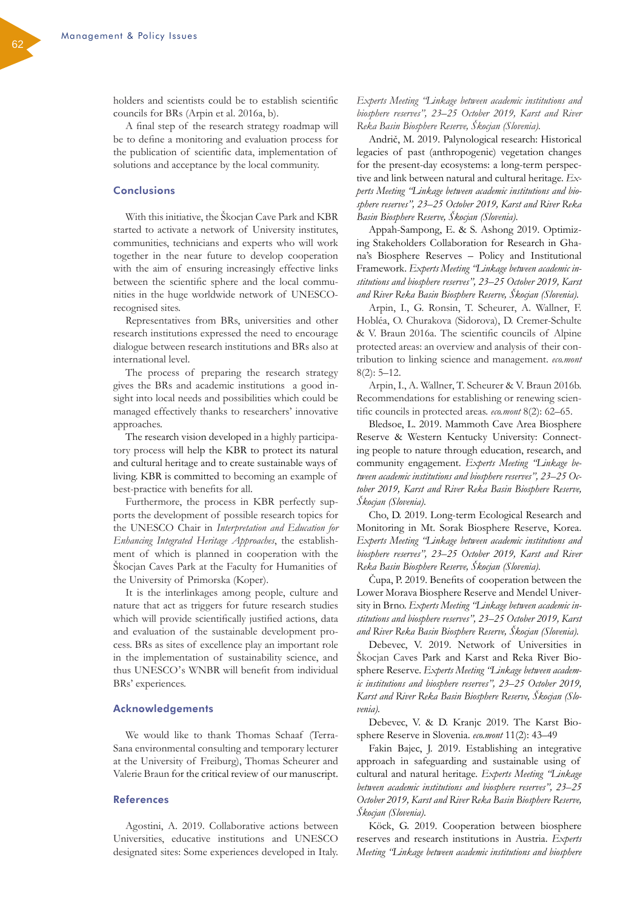holders and scientists could be to establish scientific councils for BRs (Arpin et al. 2016a, b).

A final step of the research strategy roadmap will be to define a monitoring and evaluation process for the publication of scientific data, implementation of solutions and acceptance by the local community.

## Conclusions

With this initiative, the Škocjan Cave Park and KBR started to activate a network of University institutes, communities, technicians and experts who will work together in the near future to develop cooperation with the aim of ensuring increasingly effective links between the scientific sphere and the local communities in the huge worldwide network of UNESCO-recognised sites.

Representatives from BRs, universities and other research institutions expressed the need to encourage dialogue between research institutions and BRs also at international level.

The process of preparing the research strategy gives the BRs and academic institutions a good insight into local needs and possibilities which could be managed effectively thanks to researchers' innovative approaches.

The research vision developed in a highly participatory process will help the KBR to protect its natural and cultural heritage and to create sustainable ways of living. KBR is committed to becoming an example of best-practice with benefits for all.

Furthermore, the process in KBR perfectly supports the development of possible research topics for the UNESCO Chair in *Interpretation and Education for Enhancing Integrated Heritage Approaches*, the establishment of which is planned in cooperation with the Škocjan Caves Park at the Faculty for Humanities of the University of Primorska (Koper).

It is the interlinkages among people, culture and nature that act as triggers for future research studies which will provide scientifically justified actions, data and evaluation of the sustainable development process. BRs as sites of excellence play an important role in the implementation of sustainability science, and thus UNESCO's WNBR will benefit from individual BRs' experiences.

## Acknowledgements

We would like to thank Thomas Schaaf (Terra-Sana environmental consulting and temporary lecturer at the University of Freiburg), Thomas Scheurer and Valerie Braun for the critical review of our manuscript.

## References

Agostini, A. 2019. Collaborative actions between Universities, educative institutions and UNESCO designated sites: Some experiences developed in Italy. *Experts Meeting "Linkage between academic institutions and biosphere reserves", 23–25 October 2019, Karst and River Reka Basin Biosphere Reserve, Škocjan (Slovenia).*

Andrič, M. 2019. Palynological research: Historical legacies of past (anthropogenic) vegetation changes for the present-day ecosystems: a long-term perspective and link between natural and cultural heritage. *Experts Meeting "Linkage between academic institutions and biosphere reserves", 23–25 October 2019, Karst and River Reka Basin Biosphere Reserve, Škocjan (Slovenia).*

Appah-Sampong, E. & S. Ashong 2019. Optimizing Stakeholders Collaboration for Research in Ghana's Biosphere Reserves – Policy and Institutional Framework. *Experts Meeting "Linkage between academic institutions and biosphere reserves", 23–25 October 2019, Karst and River Reka Basin Biosphere Reserve, Škocjan (Slovenia).*

Arpin, I., G. Ronsin, T. Scheurer, A. Wallner, F. Hobléa, O. Churakova (Sidorova), D. Cremer-Schulte & V. Braun 2016a. The scientific councils of Alpine protected areas: an overview and analysis of their contribution to linking science and management. *eco.mont* 8(2): 5–12.

Arpin, I., A. Wallner, T. Scheurer & V. Braun 2016b. Recommendations for establishing or renewing scientific councils in protected areas. *eco.mont* 8(2): 62–65.

Bledsoe, L. 2019. Mammoth Cave Area Biosphere Reserve & Western Kentucky University: Connecting people to nature through education, research, and community engagement. *Experts Meeting "Linkage between academic institutions and biosphere reserves", 23–25 October 2019, Karst and River Reka Basin Biosphere Reserve, Škocjan (Slovenia).*

Cho, D. 2019. Long-term Ecological Research and Monitoring in Mt. Sorak Biosphere Reserve, Korea. *Experts Meeting "Linkage between academic institutions and biosphere reserves", 23–25 October 2019, Karst and River Reka Basin Biosphere Reserve, Škocjan (Slovenia).*

Čupa, P. 2019. Benefits of cooperation between the Lower Morava Biosphere Reserve and Mendel University in Brno. *Experts Meeting "Linkage between academic institutions and biosphere reserves", 23–25 October 2019, Karst and River Reka Basin Biosphere Reserve, Škocjan (Slovenia).*

Debevec, V. 2019. Network of Universities in Škocjan Caves Park and Karst and Reka River Biosphere Reserve. *Experts Meeting "Linkage between academic institutions and biosphere reserves", 23–25 October 2019, Karst and River Reka Basin Biosphere Reserve, Škocjan (Slovenia).*

Debevec, V. & D. Kranjc 2019. The Karst Biosphere Reserve in Slovenia. *eco.mont* 11(2): 43–49

Fakin Bajec, J. 2019. Establishing an integrative approach in safeguarding and sustainable using of cultural and natural heritage. *Experts Meeting "Linkage between academic institutions and biosphere reserves", 23–25 October 2019, Karst and River Reka Basin Biosphere Reserve, Škocjan (Slovenia).*

Köck, G. 2019. Cooperation between biosphere reserves and research institutions in Austria. *Experts Meeting "Linkage between academic institutions and biosphere*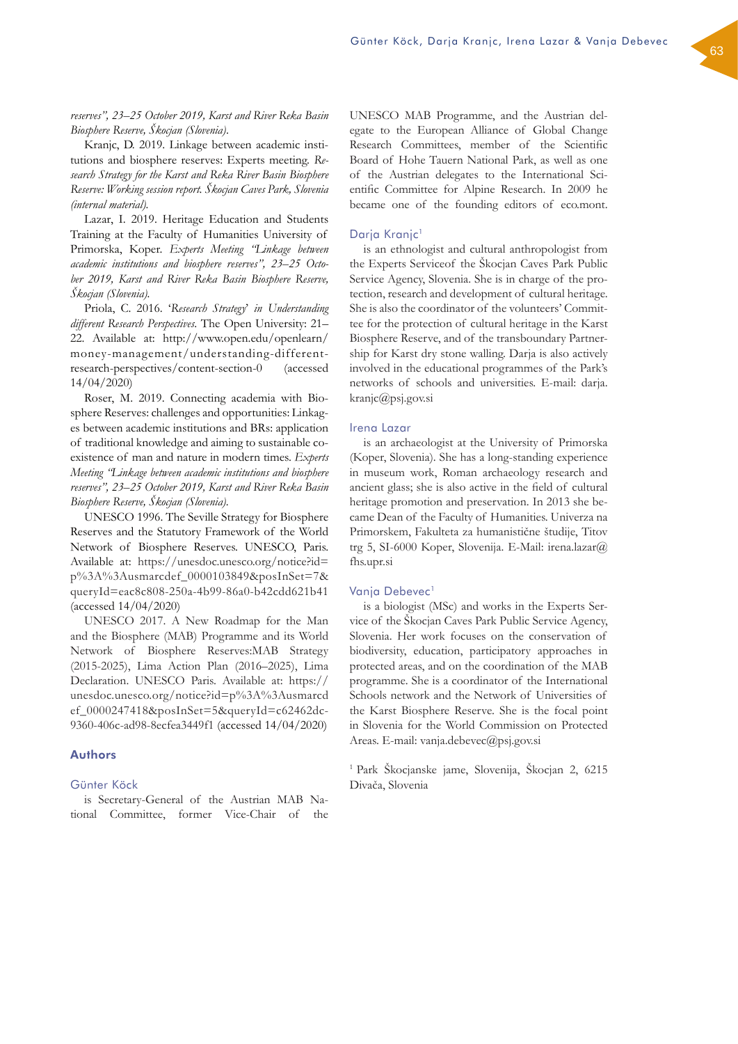*reserves", 23–25 October 2019, Karst and River Reka Basin Biosphere Reserve, Škocjan (Slovenia).*

Kranjc, D. 2019. Linkage between academic institutions and biosphere reserves: Experts meeting. *Research Strategy for the Karst and Reka River Basin Biosphere Reserve: Working session report. Škocjan Caves Park, Slovenia (internal material).*

Lazar, I. 2019. Heritage Education and Students Training at the Faculty of Humanities University of Primorska, Koper. *Experts Meeting "Linkage between academic institutions and biosphere reserves", 23–25 October 2019, Karst and River Reka Basin Biosphere Reserve, Škocjan (Slovenia).*

Priola, C. 2016. '*Research Strategy*' in *Understanding different Research Perspectives*. The Open University: 21–22. Available at: http://www.open.edu/openlearn/money-management/understanding-different-research-perspectives/content-section-0 (accessed 14/04/2020)

Roser, M. 2019. Connecting academia with Biosphere Reserves: challenges and opportunities: Linkages between academic institutions and BRs: application of traditional knowledge and aiming to sustainable co-existence of man and nature in modern times. *Experts Meeting "Linkage between academic institutions and biosphere reserves", 23–25 October 2019, Karst and River Reka Basin Biosphere Reserve, Škocjan (Slovenia).*

UNESCO 1996. The Seville Strategy for Biosphere Reserves and the Statutory Framework of the World Network of Biosphere Reserves. UNESCO, Paris. Available at: https://unesdoc.unesco.org/notice?id=p%3A%3Ausmarcdef_0000103849&posInSet=7&queryId=eac8c808-250a-4b99-86a0-b42cdd621b41 (accessed 14/04/2020)

UNESCO 2017. A New Roadmap for the Man and the Biosphere (MAB) Programme and its World Network of Biosphere Reserves:MAB Strategy (2015-2025), Lima Action Plan (2016–2025), Lima Declaration. UNESCO Paris. Available at: https://unesdoc.unesco.org/notice?id=p%3A%3Ausmarcdef_0000247418&posInSet=5&queryId=c62462dc-9360-406c-ad98-8ecfea3449f1 (accessed 14/04/2020)

## Authors

### Günter Köck

is Secretary-General of the Austrian MAB National Committee, former Vice-Chair of the UNESCO MAB Programme, and the Austrian delegate to the European Alliance of Global Change Research Committees, member of the Scientific Board of Hohe Tauern National Park, as well as one of the Austrian delegates to the International Scientific Committee for Alpine Research. In 2009 he became one of the founding editors of eco.mont.

### Darja Kranjc[1]

is an ethnologist and cultural anthropologist from the Experts Serviceof the Škocjan Caves Park Public Service Agency, Slovenia. She is in charge of the protection, research and development of cultural heritage. She is also the coordinator of the volunteers' Committee for the protection of cultural heritage in the Karst Biosphere Reserve, and of the transboundary Partnership for Karst dry stone walling. Darja is also actively involved in the educational programmes of the Park's networks of schools and universities. E-mail: darja.kranjc@psj.gov.si

### Irena Lazar

is an archaeologist at the University of Primorska (Koper, Slovenia). She has a long-standing experience in museum work, Roman archaeology research and ancient glass; she is also active in the field of cultural heritage promotion and preservation. In 2013 she became Dean of the Faculty of Humanities. Univerza na Primorskem, Fakulteta za humanistične študije, Titov trg 5, SI-6000 Koper, Slovenija. E-Mail: irena.lazar@fhs.upr.si

### Vanja Debevec[1]

is a biologist (MSc) and works in the Experts Service of the Škocjan Caves Park Public Service Agency, Slovenia. Her work focuses on the conservation of biodiversity, education, participatory approaches in protected areas, and on the coordination of the MAB programme. She is a coordinator of the International Schools network and the Network of Universities of the Karst Biosphere Reserve. She is the focal point in Slovenia for the World Commission on Protected Areas. E-mail: vanja.debevec@psj.gov.si

[1] Park Škocjanske jame, Slovenija, Škocjan 2, 6215 Divača, Slovenia